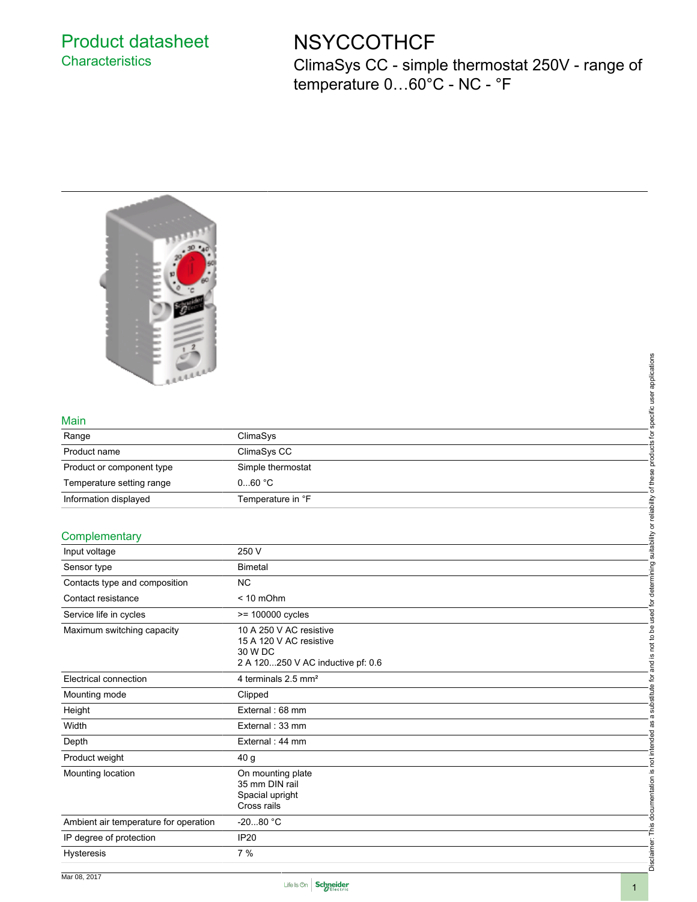# Product datasheet
## Characteristics

# NSYCCOTHCF

ClimaSys CC - simple thermostat 250V - range of temperature 0…60°C - NC - °F

## Main

| | |
|---|---|
| Range | ClimaSys |
| Product name | ClimaSys CC |
| Product or component type | Simple thermostat |
| Temperature setting range | 0...60 °C |
| Information displayed | Temperature in °F |

## Complementary

| | |
|---|---|
| Input voltage | 250 V |
| Sensor type | Bimetal |
| Contacts type and composition | NC |
| Contact resistance | < 10 mOhm |
| Service life in cycles | >= 100000 cycles |
| Maximum switching capacity | 10 A 250 V AC resistive<br>15 A 120 V AC resistive<br>30 W DC<br>2 A 120...250 V AC inductive pf: 0.6 |
| Electrical connection | 4 terminals 2.5 mm² |
| Mounting mode | Clipped |
| Height | External : 68 mm |
| Width | External : 33 mm |
| Depth | External : 44 mm |
| Product weight | 40 g |
| Mounting location | On mounting plate<br>35 mm DIN rail<br>Spacial upright<br>Cross rails |
| Ambient air temperature for operation | -20...80 °C |
| IP degree of protection | IP20 |
| Hysteresis | 7 % |

Disclaimer: This documentation is not intended as a substitute for and is not to be used for determining suitability or reliability of these products for specific user applications

Mar 08, 2017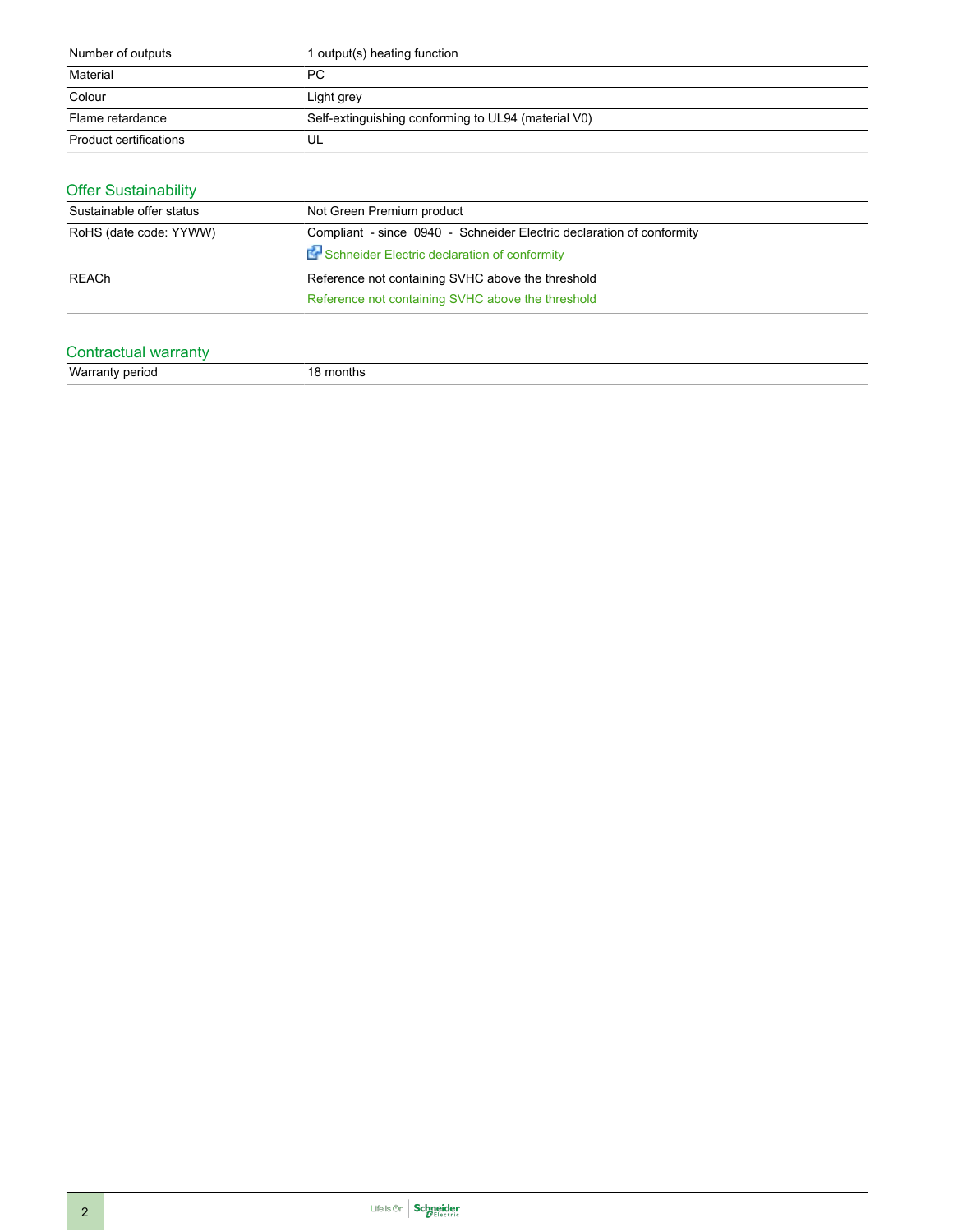| | |
|---|---|
| Number of outputs | 1 output(s) heating function |
| Material | PC |
| Colour | Light grey |
| Flame retardance | Self-extinguishing conforming to UL94 (material V0) |
| Product certifications | UL |

## Offer Sustainability

| | |
|---|---|
| Sustainable offer status | Not Green Premium product |
| RoHS (date code: YYWW) | Compliant - since 0940 - Schneider Electric declaration of conformity<br>Schneider Electric declaration of conformity |
| REACh | Reference not containing SVHC above the threshold<br>Reference not containing SVHC above the threshold |

## Contractual warranty

| | |
|---|---|
| Warranty period | 18 months |